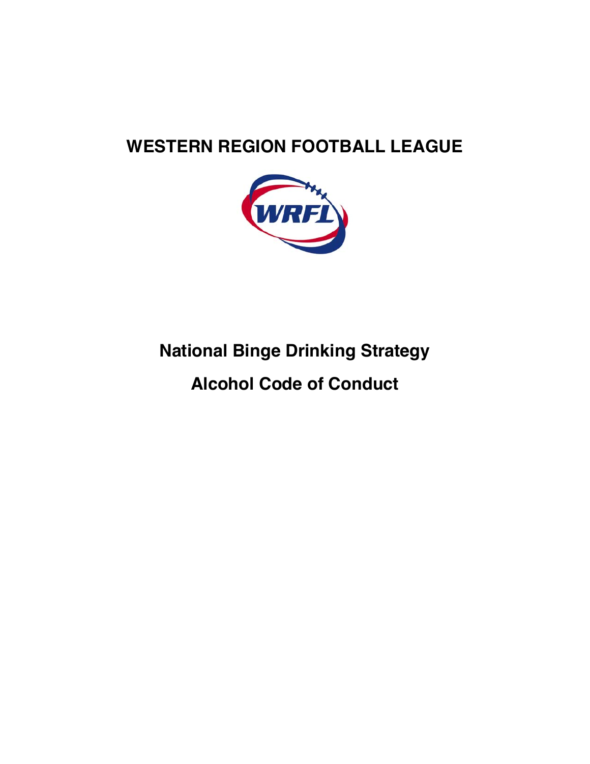# WESTERN REGION FOOTBALL LEAGUE

## National Binge Drinking Strategy

## Alcohol Code of Conduct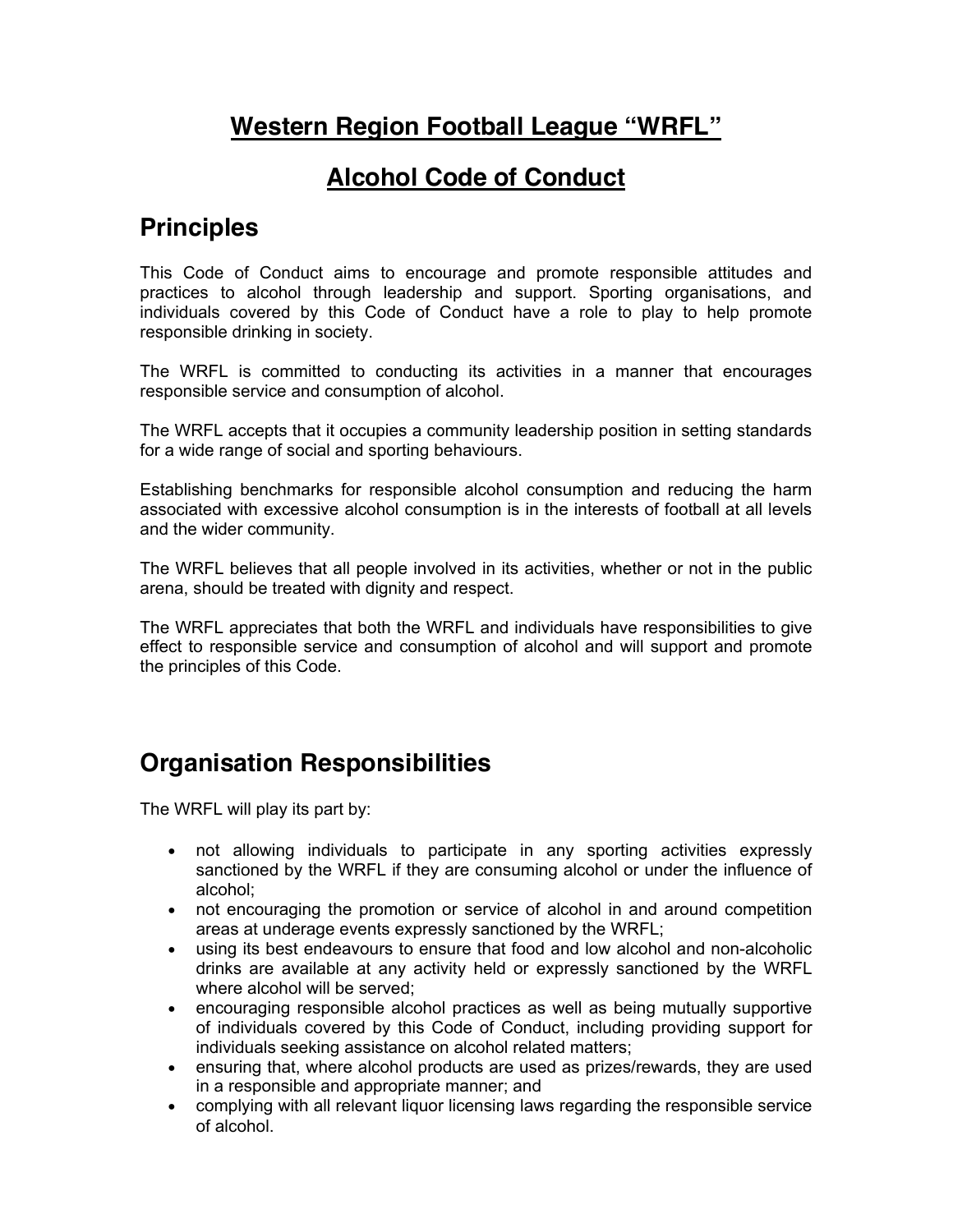# Western Region Football League "WRFL"

# Alcohol Code of Conduct

## Principles

This Code of Conduct aims to encourage and promote responsible attitudes and practices to alcohol through leadership and support. Sporting organisations, and individuals covered by this Code of Conduct have a role to play to help promote responsible drinking in society.

The WRFL is committed to conducting its activities in a manner that encourages responsible service and consumption of alcohol.

The WRFL accepts that it occupies a community leadership position in setting standards for a wide range of social and sporting behaviours.

Establishing benchmarks for responsible alcohol consumption and reducing the harm associated with excessive alcohol consumption is in the interests of football at all levels and the wider community.

The WRFL believes that all people involved in its activities, whether or not in the public arena, should be treated with dignity and respect.

The WRFL appreciates that both the WRFL and individuals have responsibilities to give effect to responsible service and consumption of alcohol and will support and promote the principles of this Code.

## Organisation Responsibilities

The WRFL will play its part by:

- not allowing individuals to participate in any sporting activities expressly sanctioned by the WRFL if they are consuming alcohol or under the influence of alcohol;
- not encouraging the promotion or service of alcohol in and around competition areas at underage events expressly sanctioned by the WRFL;
- using its best endeavours to ensure that food and low alcohol and non-alcoholic drinks are available at any activity held or expressly sanctioned by the WRFL where alcohol will be served;
- encouraging responsible alcohol practices as well as being mutually supportive of individuals covered by this Code of Conduct, including providing support for individuals seeking assistance on alcohol related matters;
- ensuring that, where alcohol products are used as prizes/rewards, they are used in a responsible and appropriate manner; and
- complying with all relevant liquor licensing laws regarding the responsible service of alcohol.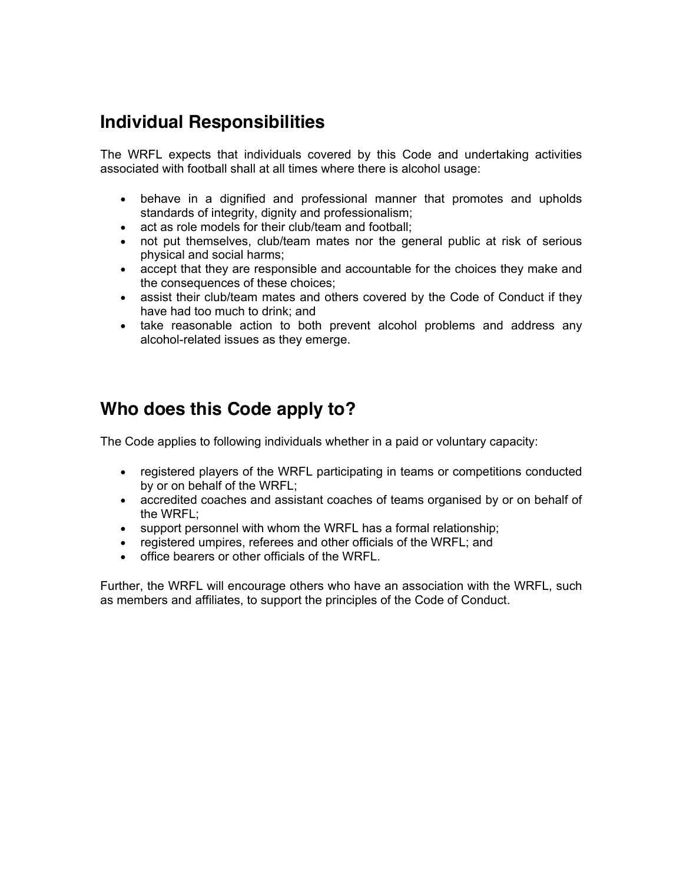## Individual Responsibilities

The WRFL expects that individuals covered by this Code and undertaking activities associated with football shall at all times where there is alcohol usage:

- behave in a dignified and professional manner that promotes and upholds standards of integrity, dignity and professionalism;
- act as role models for their club/team and football;
- not put themselves, club/team mates nor the general public at risk of serious physical and social harms;
- accept that they are responsible and accountable for the choices they make and the consequences of these choices;
- assist their club/team mates and others covered by the Code of Conduct if they have had too much to drink; and
- take reasonable action to both prevent alcohol problems and address any alcohol-related issues as they emerge.

## Who does this Code apply to?

The Code applies to following individuals whether in a paid or voluntary capacity:

- registered players of the WRFL participating in teams or competitions conducted by or on behalf of the WRFL;
- accredited coaches and assistant coaches of teams organised by or on behalf of the WRFL;
- support personnel with whom the WRFL has a formal relationship;
- registered umpires, referees and other officials of the WRFL; and
- office bearers or other officials of the WRFL.

Further, the WRFL will encourage others who have an association with the WRFL, such as members and affiliates, to support the principles of the Code of Conduct.